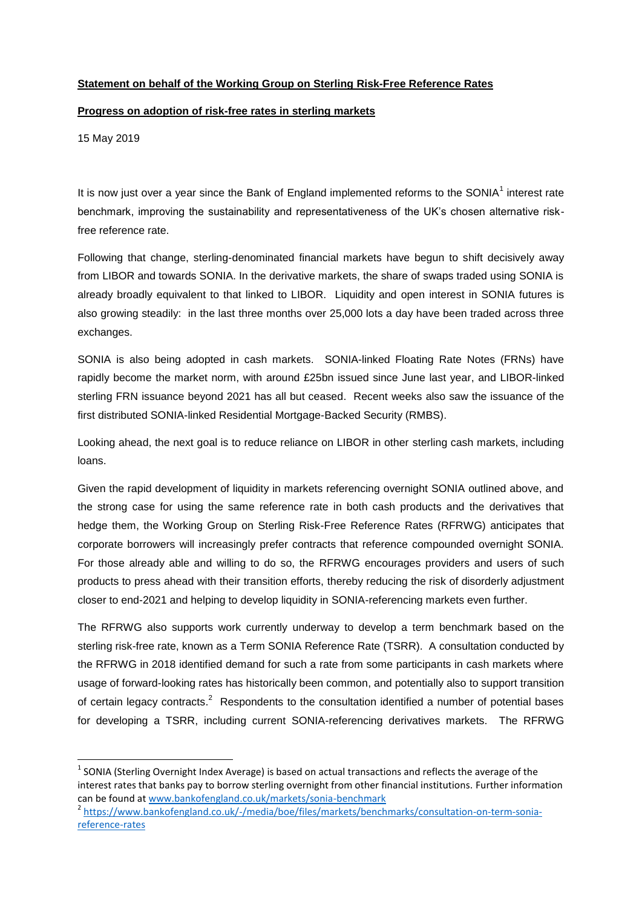**Statement on behalf of the Working Group on Sterling Risk-Free Reference Rates**

**Progress on adoption of risk-free rates in sterling markets**

15 May 2019

It is now just over a year since the Bank of England implemented reforms to the SONIA[1] interest rate benchmark, improving the sustainability and representativeness of the UK's chosen alternative risk-free reference rate.

Following that change, sterling-denominated financial markets have begun to shift decisively away from LIBOR and towards SONIA. In the derivative markets, the share of swaps traded using SONIA is already broadly equivalent to that linked to LIBOR. Liquidity and open interest in SONIA futures is also growing steadily: in the last three months over 25,000 lots a day have been traded across three exchanges.

SONIA is also being adopted in cash markets. SONIA-linked Floating Rate Notes (FRNs) have rapidly become the market norm, with around £25bn issued since June last year, and LIBOR-linked sterling FRN issuance beyond 2021 has all but ceased. Recent weeks also saw the issuance of the first distributed SONIA-linked Residential Mortgage-Backed Security (RMBS).

Looking ahead, the next goal is to reduce reliance on LIBOR in other sterling cash markets, including loans.

Given the rapid development of liquidity in markets referencing overnight SONIA outlined above, and the strong case for using the same reference rate in both cash products and the derivatives that hedge them, the Working Group on Sterling Risk-Free Reference Rates (RFRWG) anticipates that corporate borrowers will increasingly prefer contracts that reference compounded overnight SONIA. For those already able and willing to do so, the RFRWG encourages providers and users of such products to press ahead with their transition efforts, thereby reducing the risk of disorderly adjustment closer to end-2021 and helping to develop liquidity in SONIA-referencing markets even further.

The RFRWG also supports work currently underway to develop a term benchmark based on the sterling risk-free rate, known as a Term SONIA Reference Rate (TSRR). A consultation conducted by the RFRWG in 2018 identified demand for such a rate from some participants in cash markets where usage of forward-looking rates has historically been common, and potentially also to support transition of certain legacy contracts.[2] Respondents to the consultation identified a number of potential bases for developing a TSRR, including current SONIA-referencing derivatives markets. The RFRWG

---

[1] SONIA (Sterling Overnight Index Average) is based on actual transactions and reflects the average of the interest rates that banks pay to borrow sterling overnight from other financial institutions. Further information can be found at www.bankofengland.co.uk/markets/sonia-benchmark

[2] https://www.bankofengland.co.uk/-/media/boe/files/markets/benchmarks/consultation-on-term-sonia-reference-rates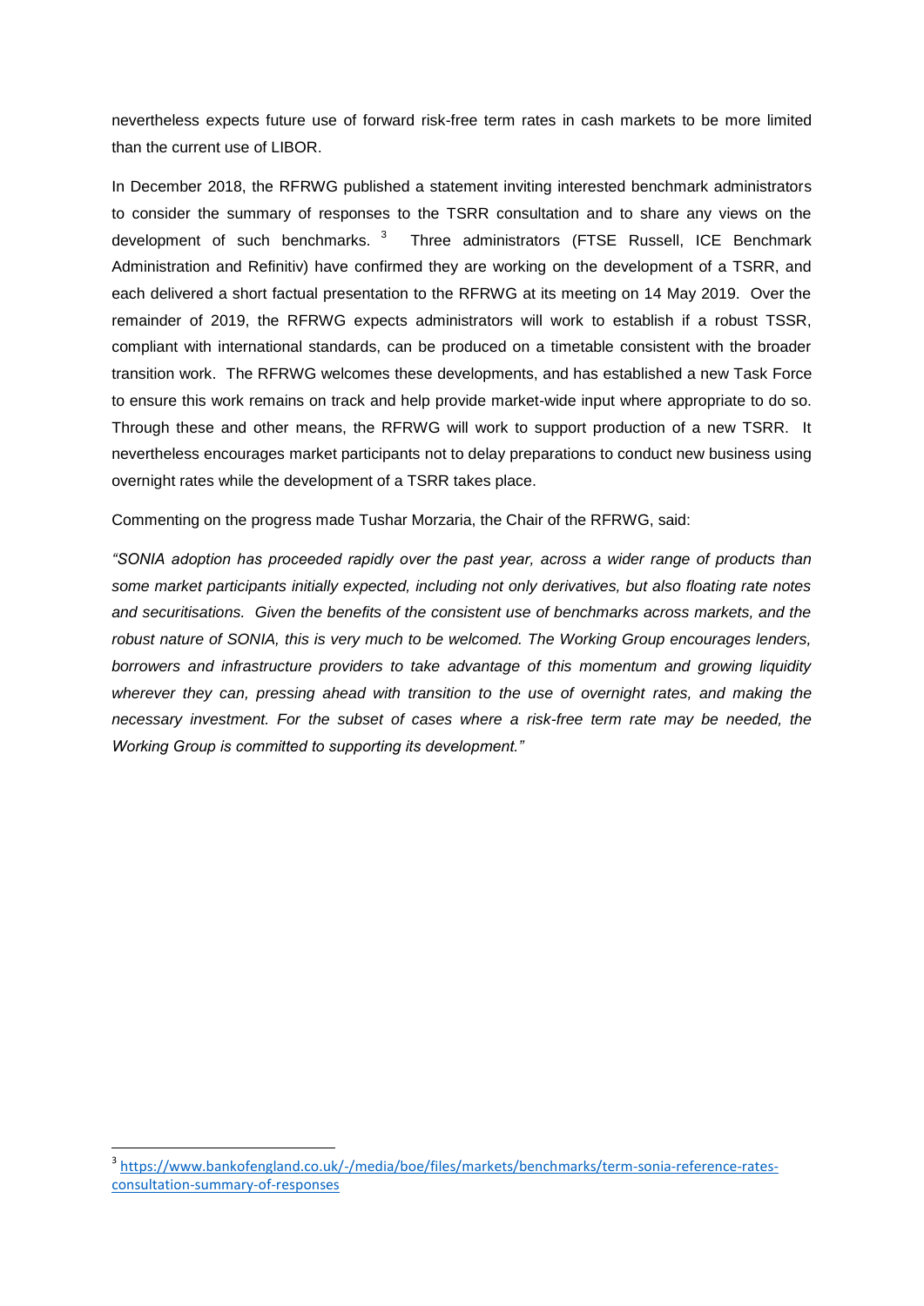nevertheless expects future use of forward risk-free term rates in cash markets to be more limited than the current use of LIBOR.

In December 2018, the RFRWG published a statement inviting interested benchmark administrators to consider the summary of responses to the TSRR consultation and to share any views on the development of such benchmarks. [3] Three administrators (FTSE Russell, ICE Benchmark Administration and Refinitiv) have confirmed they are working on the development of a TSRR, and each delivered a short factual presentation to the RFRWG at its meeting on 14 May 2019. Over the remainder of 2019, the RFRWG expects administrators will work to establish if a robust TSSR, compliant with international standards, can be produced on a timetable consistent with the broader transition work. The RFRWG welcomes these developments, and has established a new Task Force to ensure this work remains on track and help provide market-wide input where appropriate to do so. Through these and other means, the RFRWG will work to support production of a new TSRR. It nevertheless encourages market participants not to delay preparations to conduct new business using overnight rates while the development of a TSRR takes place.

Commenting on the progress made Tushar Morzaria, the Chair of the RFRWG, said:

*"SONIA adoption has proceeded rapidly over the past year, across a wider range of products than some market participants initially expected, including not only derivatives, but also floating rate notes and securitisations. Given the benefits of the consistent use of benchmarks across markets, and the robust nature of SONIA, this is very much to be welcomed. The Working Group encourages lenders, borrowers and infrastructure providers to take advantage of this momentum and growing liquidity wherever they can, pressing ahead with transition to the use of overnight rates, and making the necessary investment. For the subset of cases where a risk-free term rate may be needed, the Working Group is committed to supporting its development."*

---

[3] https://www.bankofengland.co.uk/-/media/boe/files/markets/benchmarks/term-sonia-reference-rates-consultation-summary-of-responses